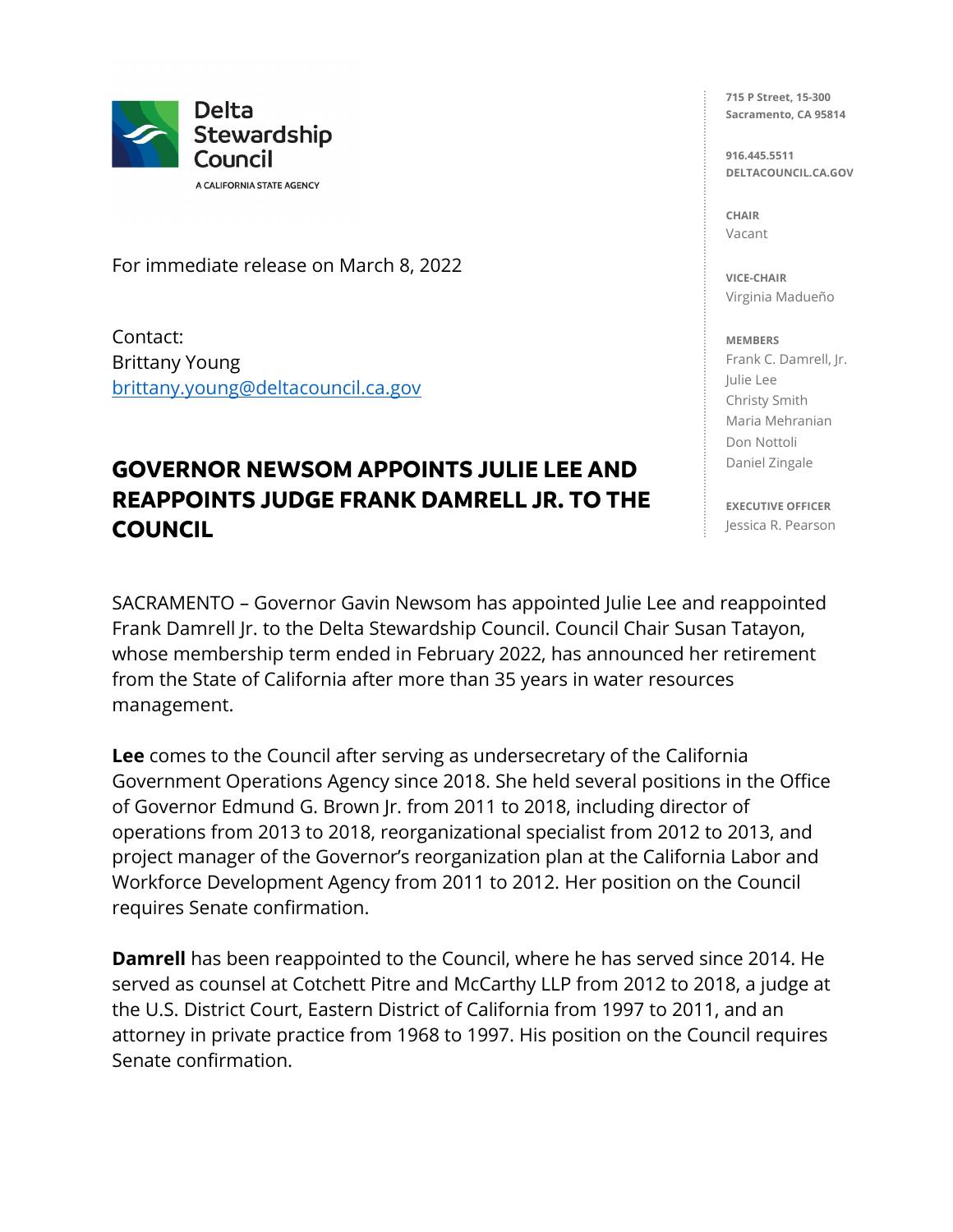Delta Stewardship Council

A CALIFORNIA STATE AGENCY

715 P Street, 15-300
Sacramento, CA 95814

916.445.5511
DELTACOUNCIL.CA.GOV

**CHAIR**
Vacant

**VICE-CHAIR**
Virginia Madueño

**MEMBERS**
Frank C. Damrell, Jr.
Julie Lee
Christy Smith
Maria Mehranian
Don Nottoli
Daniel Zingale

**EXECUTIVE OFFICER**
Jessica R. Pearson

For immediate release on March 8, 2022

Contact:
Brittany Young
brittany.young@deltacouncil.ca.gov

# GOVERNOR NEWSOM APPOINTS JULIE LEE AND REAPPOINTS JUDGE FRANK DAMRELL JR. TO THE COUNCIL

SACRAMENTO – Governor Gavin Newsom has appointed Julie Lee and reappointed Frank Damrell Jr. to the Delta Stewardship Council. Council Chair Susan Tatayon, whose membership term ended in February 2022, has announced her retirement from the State of California after more than 35 years in water resources management.

**Lee** comes to the Council after serving as undersecretary of the California Government Operations Agency since 2018. She held several positions in the Office of Governor Edmund G. Brown Jr. from 2011 to 2018, including director of operations from 2013 to 2018, reorganizational specialist from 2012 to 2013, and project manager of the Governor's reorganization plan at the California Labor and Workforce Development Agency from 2011 to 2012. Her position on the Council requires Senate confirmation.

**Damrell** has been reappointed to the Council, where he has served since 2014. He served as counsel at Cotchett Pitre and McCarthy LLP from 2012 to 2018, a judge at the U.S. District Court, Eastern District of California from 1997 to 2011, and an attorney in private practice from 1968 to 1997. His position on the Council requires Senate confirmation.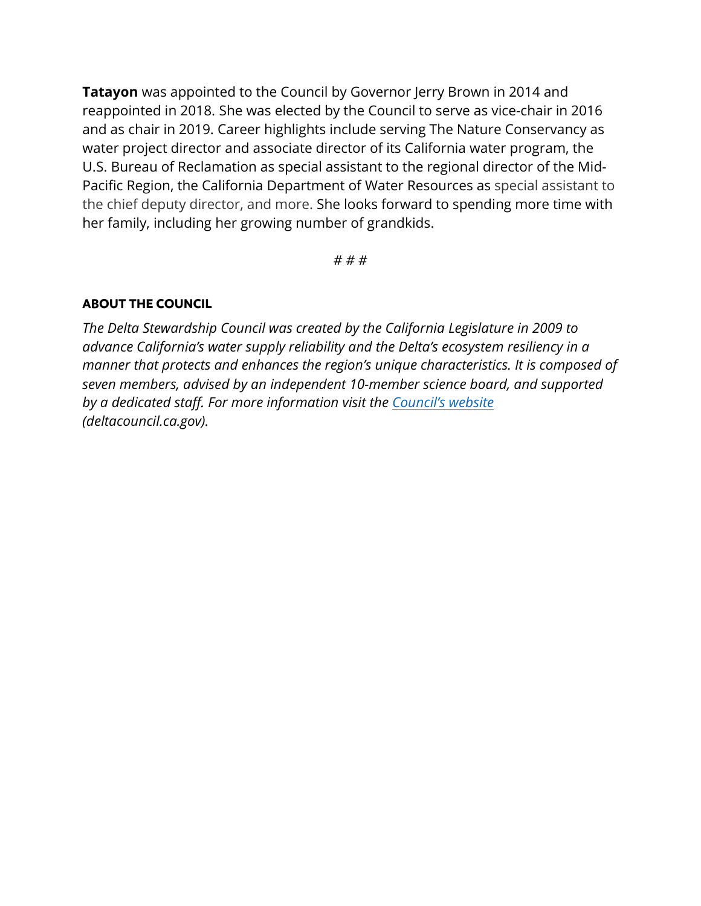**Tatayon** was appointed to the Council by Governor Jerry Brown in 2014 and reappointed in 2018. She was elected by the Council to serve as vice-chair in 2016 and as chair in 2019. Career highlights include serving The Nature Conservancy as water project director and associate director of its California water program, the U.S. Bureau of Reclamation as special assistant to the regional director of the Mid-Pacific Region, the California Department of Water Resources as special assistant to the chief deputy director, and more. She looks forward to spending more time with her family, including her growing number of grandkids.

# # #

**ABOUT THE COUNCIL**

*The Delta Stewardship Council was created by the California Legislature in 2009 to advance California's water supply reliability and the Delta's ecosystem resiliency in a manner that protects and enhances the region's unique characteristics. It is composed of seven members, advised by an independent 10-member science board, and supported by a dedicated staff. For more information visit the [Council's website](deltacouncil.ca.gov) (deltacouncil.ca.gov).*